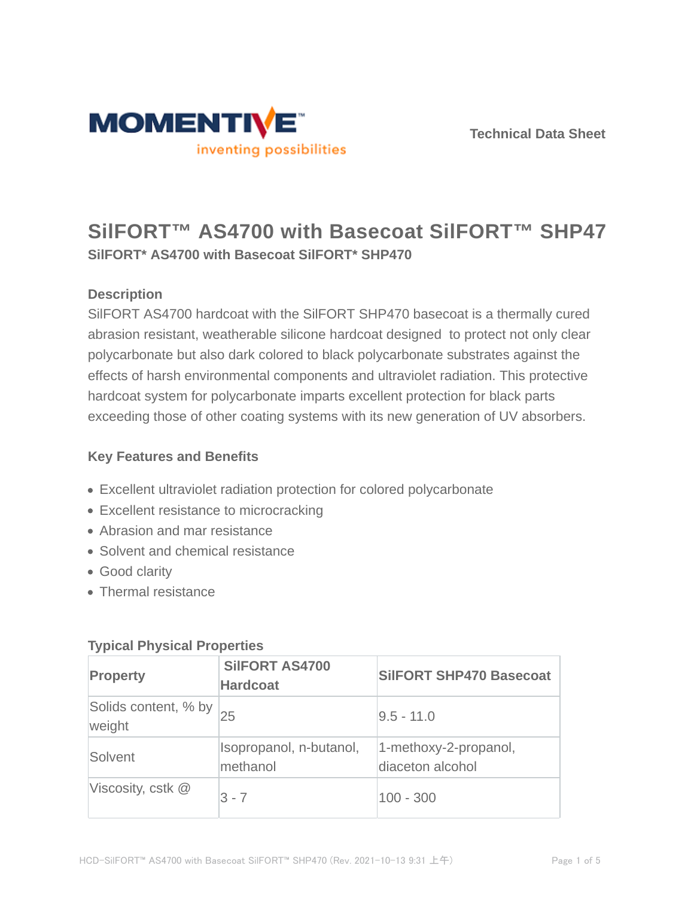Technical Data Sheet

# SilFORT™ AS4700 with Basecoat SilFORT™ SHP47

**SilFORT* AS4700 with Basecoat SilFORT* SHP470**

## Description

SilFORT AS4700 hardcoat with the SilFORT SHP470 basecoat is a thermally cured abrasion resistant, weatherable silicone hardcoat designed to protect not only clear polycarbonate but also dark colored to black polycarbonate substrates against the effects of harsh environmental components and ultraviolet radiation. This protective hardcoat system for polycarbonate imparts excellent protection for black parts exceeding those of other coating systems with its new generation of UV absorbers.

## Key Features and Benefits

- Excellent ultraviolet radiation protection for colored polycarbonate
- Excellent resistance to microcracking
- Abrasion and mar resistance
- Solvent and chemical resistance
- Good clarity
- Thermal resistance

## Typical Physical Properties

| Property | SilFORT AS4700 Hardcoat | SilFORT SHP470 Basecoat |
|---|---|---|
| Solids content, % by weight | 25 | 9.5 - 11.0 |
| Solvent | Isopropanol, n-butanol, methanol | 1-methoxy-2-propanol, diaceton alcohol |
| Viscosity, cstk @ | 3 - 7 | 100 - 300 |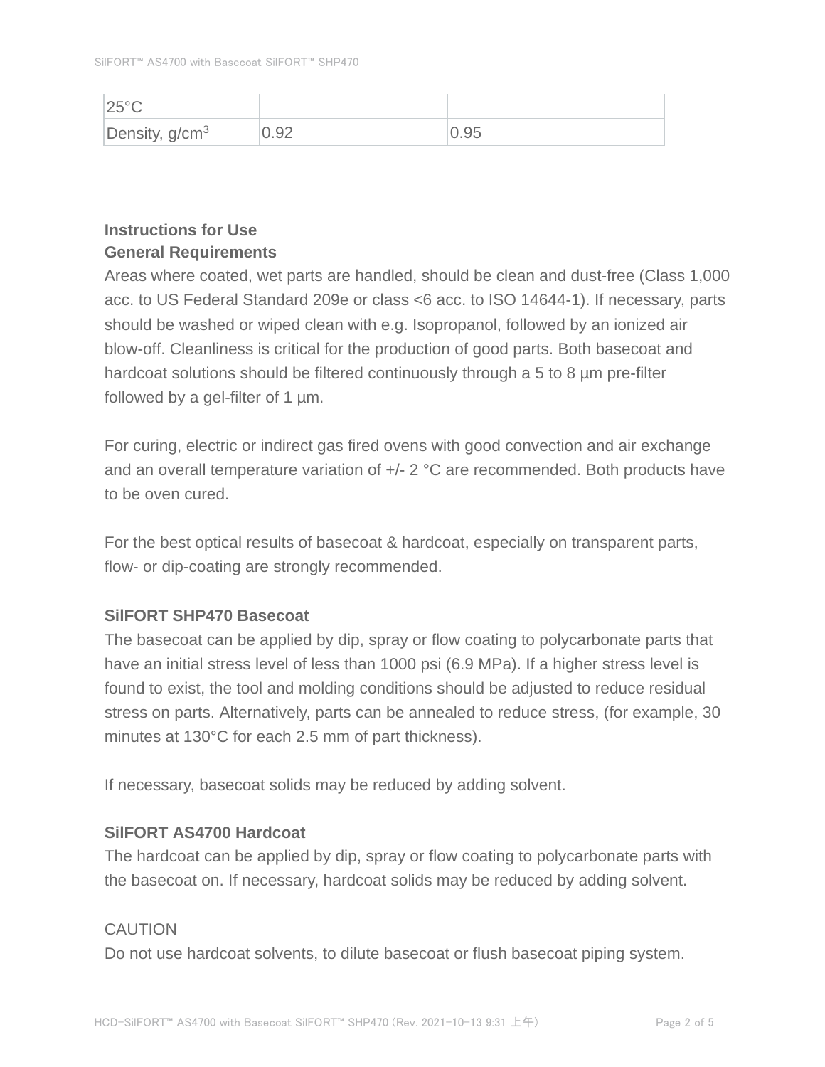| 25°C | | |
|---|---|---|
| Density, $g/cm^3$ | 0.92 | 0.95 |

**Instructions for Use**

**General Requirements**

Areas where coated, wet parts are handled, should be clean and dust-free (Class 1,000 acc. to US Federal Standard 209e or class <6 acc. to ISO 14644-1). If necessary, parts should be washed or wiped clean with e.g. Isopropanol, followed by an ionized air blow-off. Cleanliness is critical for the production of good parts. Both basecoat and hardcoat solutions should be filtered continuously through a 5 to 8 µm pre-filter followed by a gel-filter of 1 µm.

For curing, electric or indirect gas fired ovens with good convection and air exchange and an overall temperature variation of +/- 2 °C are recommended. Both products have to be oven cured.

For the best optical results of basecoat & hardcoat, especially on transparent parts, flow- or dip-coating are strongly recommended.

**SilFORT SHP470 Basecoat**

The basecoat can be applied by dip, spray or flow coating to polycarbonate parts that have an initial stress level of less than 1000 psi (6.9 MPa). If a higher stress level is found to exist, the tool and molding conditions should be adjusted to reduce residual stress on parts. Alternatively, parts can be annealed to reduce stress, (for example, 30 minutes at 130°C for each 2.5 mm of part thickness).

If necessary, basecoat solids may be reduced by adding solvent.

**SilFORT AS4700 Hardcoat**

The hardcoat can be applied by dip, spray or flow coating to polycarbonate parts with the basecoat on. If necessary, hardcoat solids may be reduced by adding solvent.

CAUTION

Do not use hardcoat solvents, to dilute basecoat or flush basecoat piping system.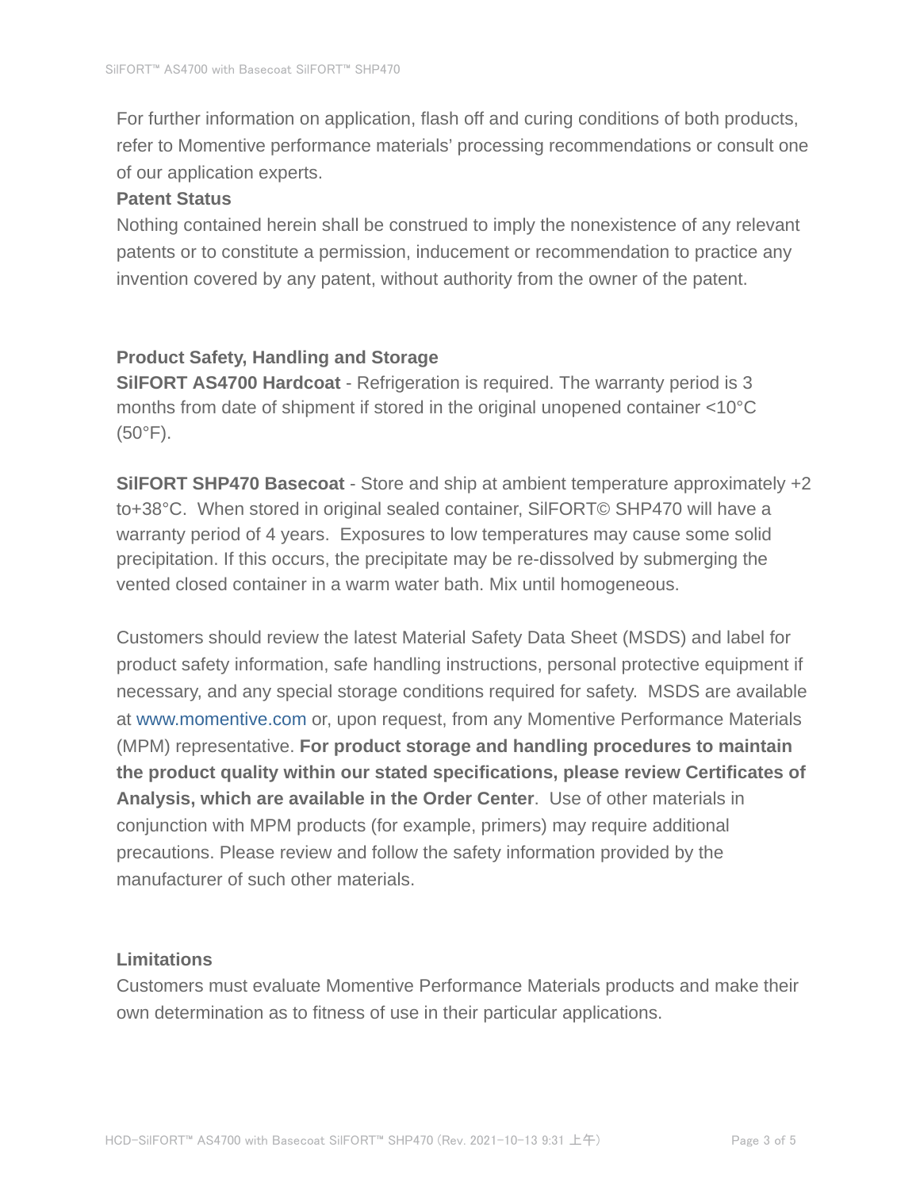For further information on application, flash off and curing conditions of both products, refer to Momentive performance materials' processing recommendations or consult one of our application experts.

**Patent Status**

Nothing contained herein shall be construed to imply the nonexistence of any relevant patents or to constitute a permission, inducement or recommendation to practice any invention covered by any patent, without authority from the owner of the patent.

**Product Safety, Handling and Storage**

**SilFORT AS4700 Hardcoat** - Refrigeration is required. The warranty period is 3 months from date of shipment if stored in the original unopened container <10°C (50°F).

**SilFORT SHP470 Basecoat** - Store and ship at ambient temperature approximately +2 to+38°C. When stored in original sealed container, SilFORT© SHP470 will have a warranty period of 4 years. Exposures to low temperatures may cause some solid precipitation. If this occurs, the precipitate may be re-dissolved by submerging the vented closed container in a warm water bath. Mix until homogeneous.

Customers should review the latest Material Safety Data Sheet (MSDS) and label for product safety information, safe handling instructions, personal protective equipment if necessary, and any special storage conditions required for safety. MSDS are available at www.momentive.com or, upon request, from any Momentive Performance Materials (MPM) representative. **For product storage and handling procedures to maintain the product quality within our stated specifications, please review Certificates of Analysis, which are available in the Order Center**. Use of other materials in conjunction with MPM products (for example, primers) may require additional precautions. Please review and follow the safety information provided by the manufacturer of such other materials.

**Limitations**

Customers must evaluate Momentive Performance Materials products and make their own determination as to fitness of use in their particular applications.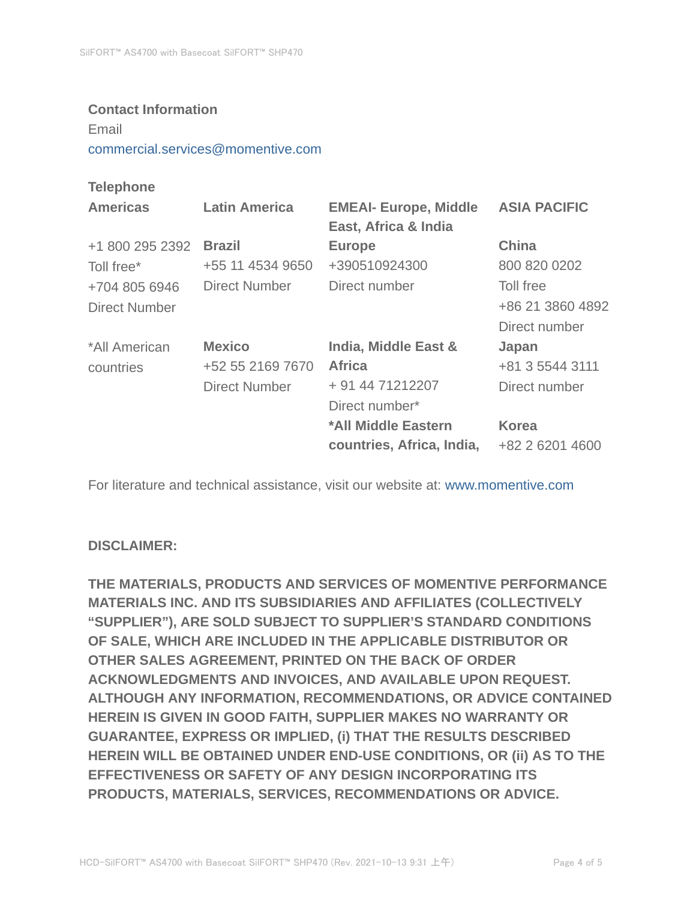**Contact Information**

Email

commercial.services@momentive.com

**Telephone**

| **Americas** | **Latin America** | **EMEAI- Europe, Middle East, Africa & India** | **ASIA PACIFIC** |
|---|---|---|---|
| +1 800 295 2392<br>Toll free*<br>+704 805 6946<br>Direct Number | **Brazil**<br>+55 11 4534 9650<br>Direct Number | **Europe**<br>+390510924300<br>Direct number | **China**<br>800 820 0202<br>Toll free<br>+86 21 3860 4892<br>Direct number |
| *All American countries | **Mexico**<br>+52 55 2169 7670<br>Direct Number | **India, Middle East & Africa**<br>+ 91 44 71212207<br>Direct number* | **Japan**<br>+81 3 5544 3111<br>Direct number |
| | | ***All Middle Eastern countries, Africa, India,** | **Korea**<br>+82 2 6201 4600 |

For literature and technical assistance, visit our website at: www.momentive.com

**DISCLAIMER:**

**THE MATERIALS, PRODUCTS AND SERVICES OF MOMENTIVE PERFORMANCE MATERIALS INC. AND ITS SUBSIDIARIES AND AFFILIATES (COLLECTIVELY "SUPPLIER"), ARE SOLD SUBJECT TO SUPPLIER'S STANDARD CONDITIONS OF SALE, WHICH ARE INCLUDED IN THE APPLICABLE DISTRIBUTOR OR OTHER SALES AGREEMENT, PRINTED ON THE BACK OF ORDER ACKNOWLEDGMENTS AND INVOICES, AND AVAILABLE UPON REQUEST. ALTHOUGH ANY INFORMATION, RECOMMENDATIONS, OR ADVICE CONTAINED HEREIN IS GIVEN IN GOOD FAITH, SUPPLIER MAKES NO WARRANTY OR GUARANTEE, EXPRESS OR IMPLIED, (i) THAT THE RESULTS DESCRIBED HEREIN WILL BE OBTAINED UNDER END-USE CONDITIONS, OR (ii) AS TO THE EFFECTIVENESS OR SAFETY OF ANY DESIGN INCORPORATING ITS PRODUCTS, MATERIALS, SERVICES, RECOMMENDATIONS OR ADVICE.**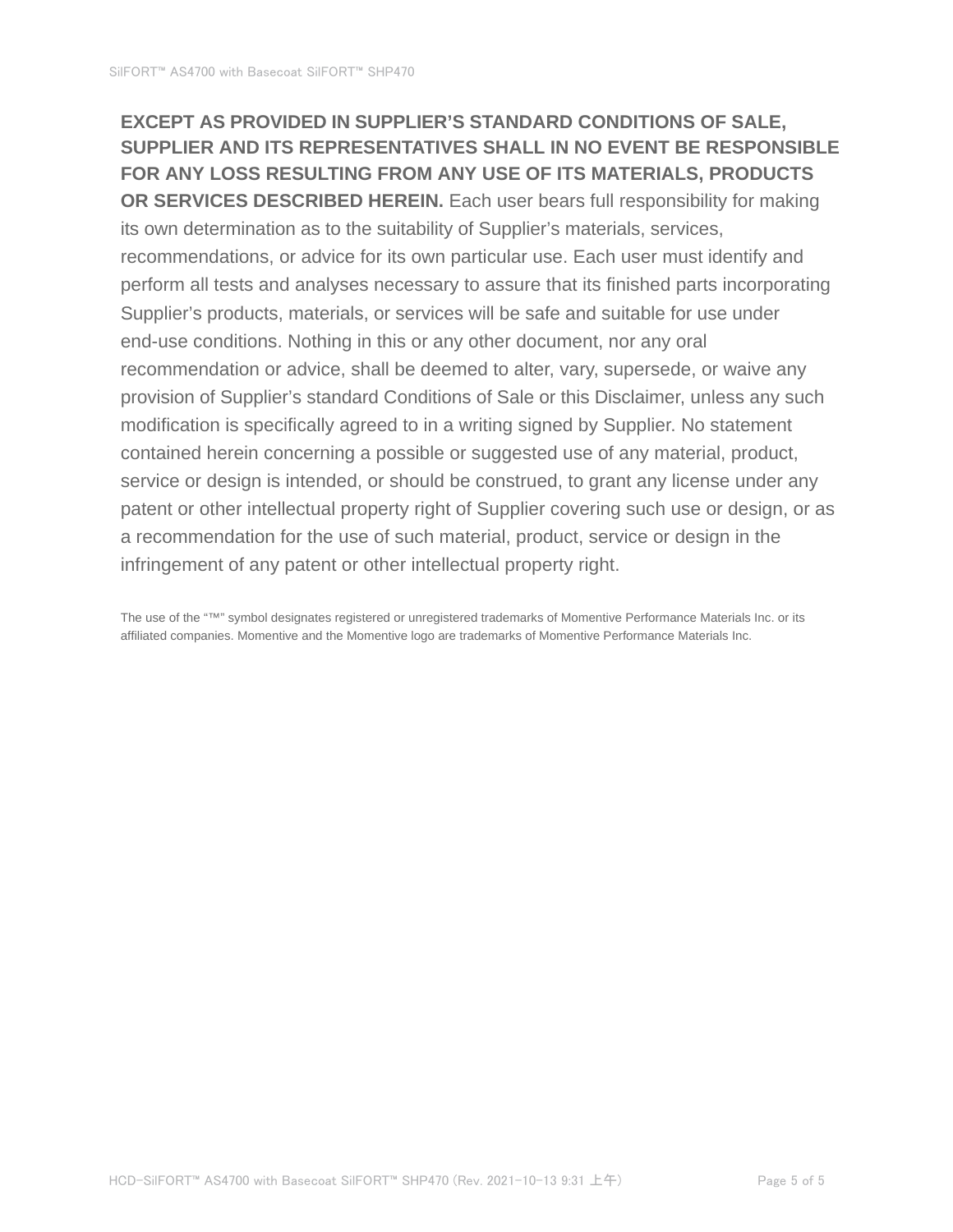**EXCEPT AS PROVIDED IN SUPPLIER'S STANDARD CONDITIONS OF SALE, SUPPLIER AND ITS REPRESENTATIVES SHALL IN NO EVENT BE RESPONSIBLE FOR ANY LOSS RESULTING FROM ANY USE OF ITS MATERIALS, PRODUCTS OR SERVICES DESCRIBED HEREIN.** Each user bears full responsibility for making its own determination as to the suitability of Supplier's materials, services, recommendations, or advice for its own particular use. Each user must identify and perform all tests and analyses necessary to assure that its finished parts incorporating Supplier's products, materials, or services will be safe and suitable for use under end-use conditions. Nothing in this or any other document, nor any oral recommendation or advice, shall be deemed to alter, vary, supersede, or waive any provision of Supplier's standard Conditions of Sale or this Disclaimer, unless any such modification is specifically agreed to in a writing signed by Supplier. No statement contained herein concerning a possible or suggested use of any material, product, service or design is intended, or should be construed, to grant any license under any patent or other intellectual property right of Supplier covering such use or design, or as a recommendation for the use of such material, product, service or design in the infringement of any patent or other intellectual property right.

The use of the "™" symbol designates registered or unregistered trademarks of Momentive Performance Materials Inc. or its affiliated companies. Momentive and the Momentive logo are trademarks of Momentive Performance Materials Inc.